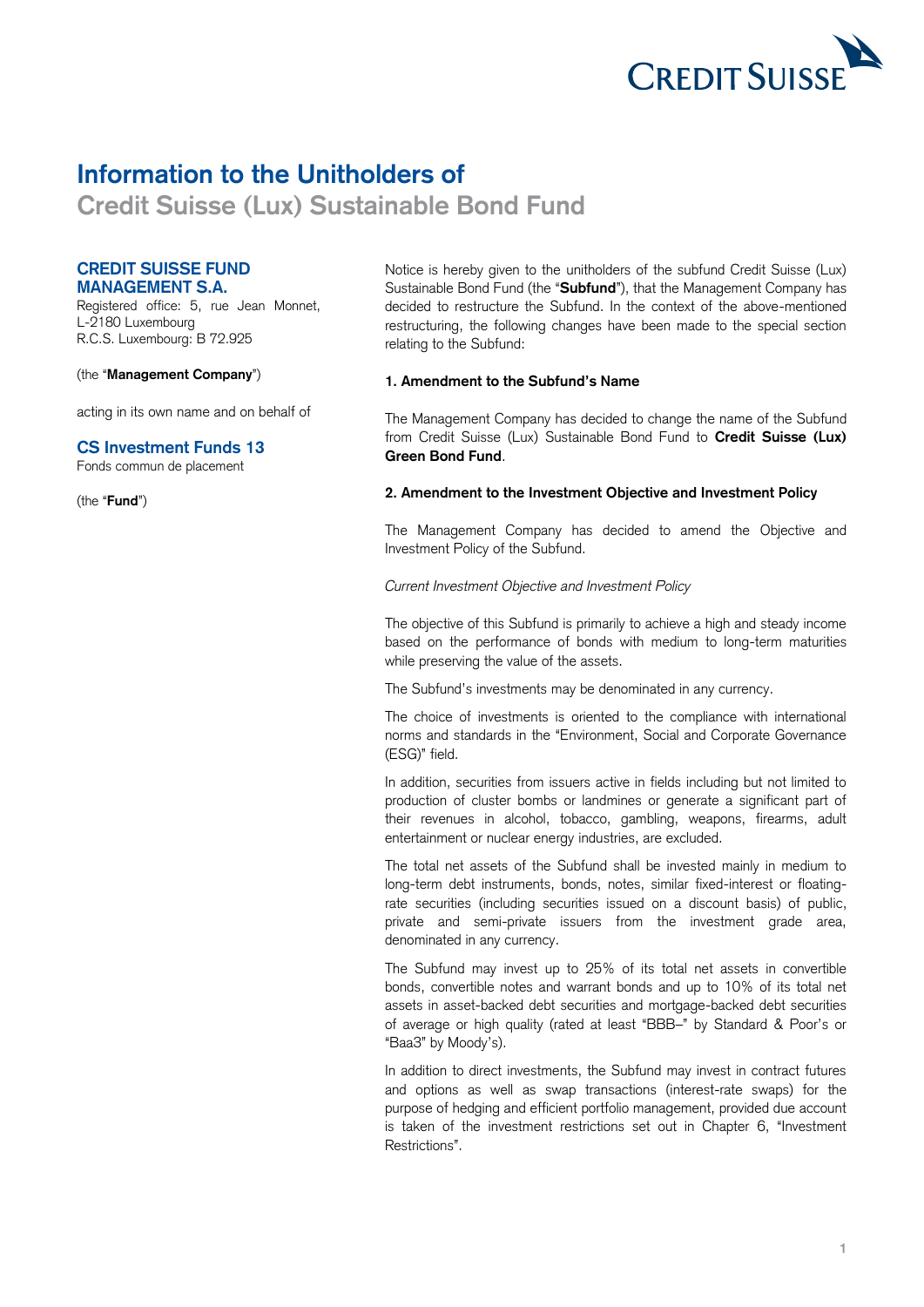# Information to the Unitholders of

## Credit Suisse (Lux) Sustainable Bond Fund

**CREDIT SUISSE FUND MANAGEMENT S.A.**

Registered office: 5, rue Jean Monnet, L-2180 Luxembourg
R.C.S. Luxembourg: B 72.925

(the "**Management Company**")

acting in its own name and on behalf of

**CS Investment Funds 13**

Fonds commun de placement

(the "**Fund**")

Notice is hereby given to the unitholders of the subfund Credit Suisse (Lux) Sustainable Bond Fund (the "**Subfund**"), that the Management Company has decided to restructure the Subfund. In the context of the above-mentioned restructuring, the following changes have been made to the special section relating to the Subfund:

**1. Amendment to the Subfund's Name**

The Management Company has decided to change the name of the Subfund from Credit Suisse (Lux) Sustainable Bond Fund to **Credit Suisse (Lux) Green Bond Fund**.

**2. Amendment to the Investment Objective and Investment Policy**

The Management Company has decided to amend the Objective and Investment Policy of the Subfund.

*Current Investment Objective and Investment Policy*

The objective of this Subfund is primarily to achieve a high and steady income based on the performance of bonds with medium to long-term maturities while preserving the value of the assets.

The Subfund's investments may be denominated in any currency.

The choice of investments is oriented to the compliance with international norms and standards in the "Environment, Social and Corporate Governance (ESG)" field.

In addition, securities from issuers active in fields including but not limited to production of cluster bombs or landmines or generate a significant part of their revenues in alcohol, tobacco, gambling, weapons, firearms, adult entertainment or nuclear energy industries, are excluded.

The total net assets of the Subfund shall be invested mainly in medium to long-term debt instruments, bonds, notes, similar fixed-interest or floating-rate securities (including securities issued on a discount basis) of public, private and semi-private issuers from the investment grade area, denominated in any currency.

The Subfund may invest up to 25% of its total net assets in convertible bonds, convertible notes and warrant bonds and up to 10% of its total net assets in asset-backed debt securities and mortgage-backed debt securities of average or high quality (rated at least "BBB–" by Standard & Poor's or "Baa3" by Moody's).

In addition to direct investments, the Subfund may invest in contract futures and options as well as swap transactions (interest-rate swaps) for the purpose of hedging and efficient portfolio management, provided due account is taken of the investment restrictions set out in Chapter 6, "Investment Restrictions".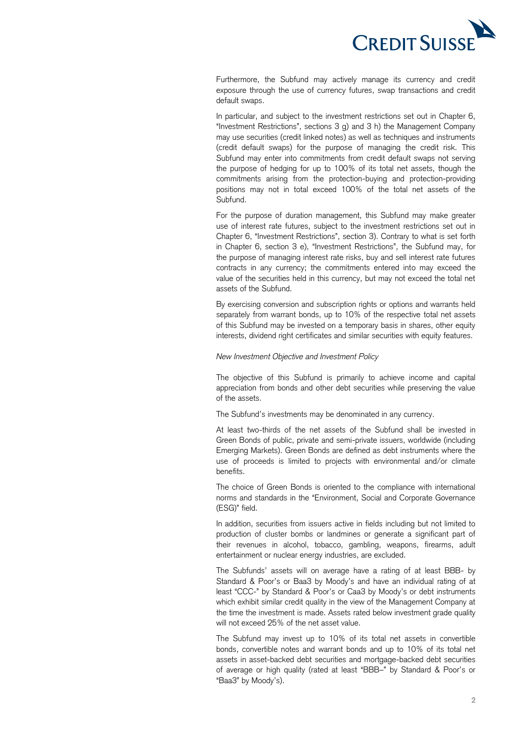Furthermore, the Subfund may actively manage its currency and credit exposure through the use of currency futures, swap transactions and credit default swaps.

In particular, and subject to the investment restrictions set out in Chapter 6, "Investment Restrictions", sections 3 g) and 3 h) the Management Company may use securities (credit linked notes) as well as techniques and instruments (credit default swaps) for the purpose of managing the credit risk. This Subfund may enter into commitments from credit default swaps not serving the purpose of hedging for up to 100% of its total net assets, though the commitments arising from the protection-buying and protection-providing positions may not in total exceed 100% of the total net assets of the Subfund.

For the purpose of duration management, this Subfund may make greater use of interest rate futures, subject to the investment restrictions set out in Chapter 6, "Investment Restrictions", section 3). Contrary to what is set forth in Chapter 6, section 3 e), "Investment Restrictions", the Subfund may, for the purpose of managing interest rate risks, buy and sell interest rate futures contracts in any currency; the commitments entered into may exceed the value of the securities held in this currency, but may not exceed the total net assets of the Subfund.

By exercising conversion and subscription rights or options and warrants held separately from warrant bonds, up to 10% of the respective total net assets of this Subfund may be invested on a temporary basis in shares, other equity interests, dividend right certificates and similar securities with equity features.

*New Investment Objective and Investment Policy*

The objective of this Subfund is primarily to achieve income and capital appreciation from bonds and other debt securities while preserving the value of the assets.

The Subfund's investments may be denominated in any currency.

At least two-thirds of the net assets of the Subfund shall be invested in Green Bonds of public, private and semi-private issuers, worldwide (including Emerging Markets). Green Bonds are defined as debt instruments where the use of proceeds is limited to projects with environmental and/or climate benefits.

The choice of Green Bonds is oriented to the compliance with international norms and standards in the "Environment, Social and Corporate Governance (ESG)" field.

In addition, securities from issuers active in fields including but not limited to production of cluster bombs or landmines or generate a significant part of their revenues in alcohol, tobacco, gambling, weapons, firearms, adult entertainment or nuclear energy industries, are excluded.

The Subfunds' assets will on average have a rating of at least BBB- by Standard & Poor's or Baa3 by Moody's and have an individual rating of at least "CCC-" by Standard & Poor's or Caa3 by Moody's or debt instruments which exhibit similar credit quality in the view of the Management Company at the time the investment is made. Assets rated below investment grade quality will not exceed 25% of the net asset value.

The Subfund may invest up to 10% of its total net assets in convertible bonds, convertible notes and warrant bonds and up to 10% of its total net assets in asset-backed debt securities and mortgage-backed debt securities of average or high quality (rated at least "BBB–" by Standard & Poor's or "Baa3" by Moody's).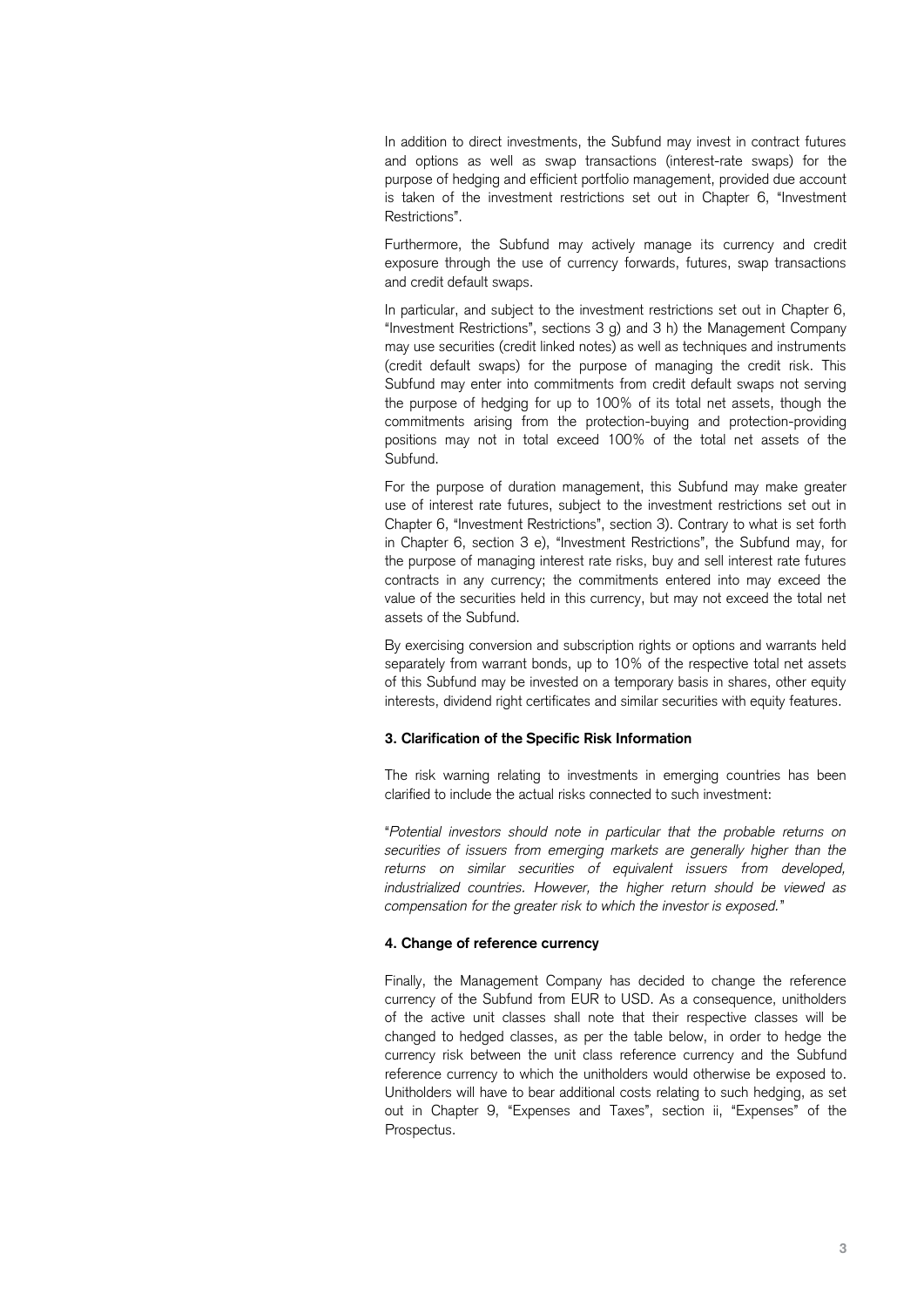In addition to direct investments, the Subfund may invest in contract futures and options as well as swap transactions (interest-rate swaps) for the purpose of hedging and efficient portfolio management, provided due account is taken of the investment restrictions set out in Chapter 6, "Investment Restrictions".

Furthermore, the Subfund may actively manage its currency and credit exposure through the use of currency forwards, futures, swap transactions and credit default swaps.

In particular, and subject to the investment restrictions set out in Chapter 6, "Investment Restrictions", sections 3 g) and 3 h) the Management Company may use securities (credit linked notes) as well as techniques and instruments (credit default swaps) for the purpose of managing the credit risk. This Subfund may enter into commitments from credit default swaps not serving the purpose of hedging for up to 100% of its total net assets, though the commitments arising from the protection-buying and protection-providing positions may not in total exceed 100% of the total net assets of the Subfund.

For the purpose of duration management, this Subfund may make greater use of interest rate futures, subject to the investment restrictions set out in Chapter 6, "Investment Restrictions", section 3). Contrary to what is set forth in Chapter 6, section 3 e), "Investment Restrictions", the Subfund may, for the purpose of managing interest rate risks, buy and sell interest rate futures contracts in any currency; the commitments entered into may exceed the value of the securities held in this currency, but may not exceed the total net assets of the Subfund.

By exercising conversion and subscription rights or options and warrants held separately from warrant bonds, up to 10% of the respective total net assets of this Subfund may be invested on a temporary basis in shares, other equity interests, dividend right certificates and similar securities with equity features.

#### 3. Clarification of the Specific Risk Information

The risk warning relating to investments in emerging countries has been clarified to include the actual risks connected to such investment:

"*Potential investors should note in particular that the probable returns on securities of issuers from emerging markets are generally higher than the returns on similar securities of equivalent issuers from developed, industrialized countries. However, the higher return should be viewed as compensation for the greater risk to which the investor is exposed.*"

#### 4. Change of reference currency

Finally, the Management Company has decided to change the reference currency of the Subfund from EUR to USD. As a consequence, unitholders of the active unit classes shall note that their respective classes will be changed to hedged classes, as per the table below, in order to hedge the currency risk between the unit class reference currency and the Subfund reference currency to which the unitholders would otherwise be exposed to. Unitholders will have to bear additional costs relating to such hedging, as set out in Chapter 9, "Expenses and Taxes", section ii, "Expenses" of the Prospectus.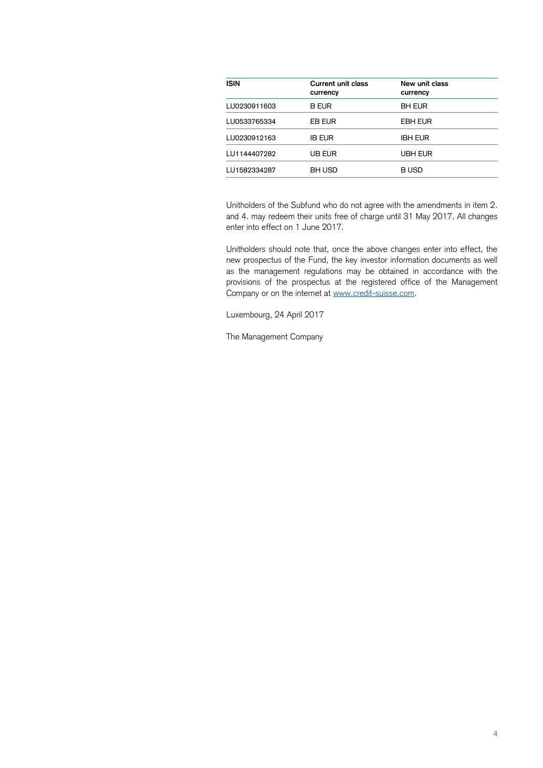| ISIN | Current unit class currency | New unit class currency |
|---|---|---|
| LU0230911603 | B EUR | BH EUR |
| LU0533765334 | EB EUR | EBH EUR |
| LU0230912163 | IB EUR | IBH EUR |
| LU1144407282 | UB EUR | UBH EUR |
| LU1582334287 | BH USD | B USD |

Unitholders of the Subfund who do not agree with the amendments in item 2. and 4. may redeem their units free of charge until 31 May 2017. All changes enter into effect on 1 June 2017.

Unitholders should note that, once the above changes enter into effect, the new prospectus of the Fund, the key investor information documents as well as the management regulations may be obtained in accordance with the provisions of the prospectus at the registered office of the Management Company or on the internet at www.credit-suisse.com.

Luxembourg, 24 April 2017

The Management Company